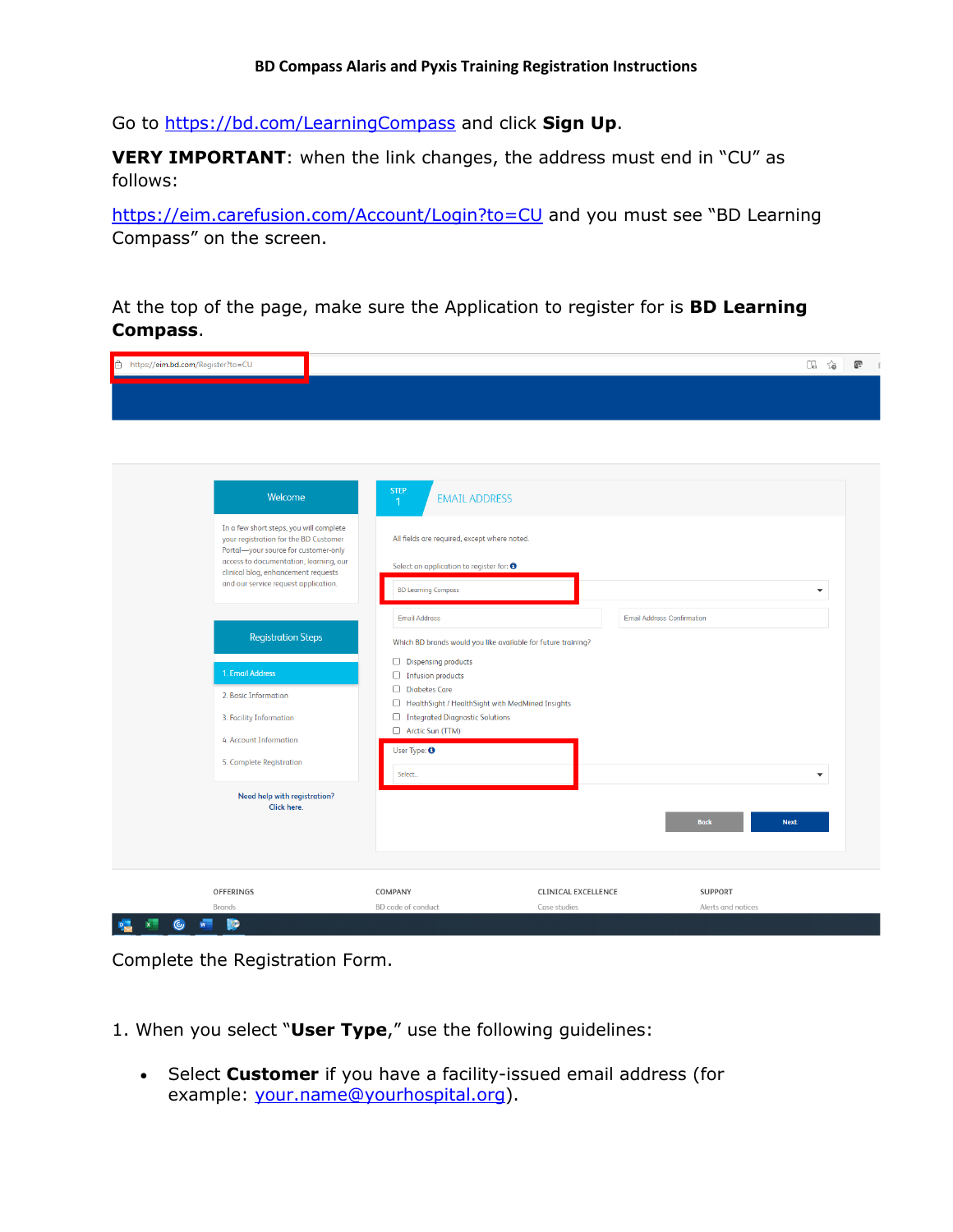# BD Compass Alaris and Pyxis Training Registration Instructions

Go to https://bd.com/LearningCompass and click **Sign Up**.

**VERY IMPORTANT**: when the link changes, the address must end in "CU" as follows:

https://eim.carefusion.com/Account/Login?to=CU and you must see "BD Learning Compass" on the screen.

At the top of the page, make sure the Application to register for is **BD Learning Compass**.

Complete the Registration Form.

1. When you select "**User Type**," use the following guidelines:

- Select **Customer** if you have a facility-issued email address (for example: your.name@yourhospital.org).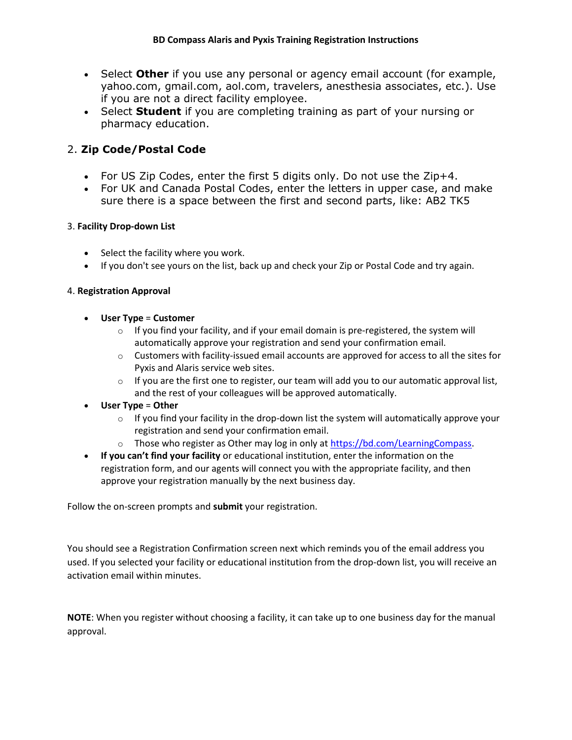- Select **Other** if you use any personal or agency email account (for example, yahoo.com, gmail.com, aol.com, travelers, anesthesia associates, etc.). Use if you are not a direct facility employee.
- Select **Student** if you are completing training as part of your nursing or pharmacy education.

## 2. **Zip Code/Postal Code**

- For US Zip Codes, enter the first 5 digits only. Do not use the Zip+4.
- For UK and Canada Postal Codes, enter the letters in upper case, and make sure there is a space between the first and second parts, like: AB2 TK5

### 3. **Facility Drop-down List**

- Select the facility where you work.
- If you don't see yours on the list, back up and check your Zip or Postal Code and try again.

### 4. **Registration Approval**

- **User Type** = **Customer**
  - If you find your facility, and if your email domain is pre-registered, the system will automatically approve your registration and send your confirmation email.
  - Customers with facility-issued email accounts are approved for access to all the sites for Pyxis and Alaris service web sites.
  - If you are the first one to register, our team will add you to our automatic approval list, and the rest of your colleagues will be approved automatically.
- **User Type** = **Other**
  - If you find your facility in the drop-down list the system will automatically approve your registration and send your confirmation email.
  - Those who register as Other may log in only at https://bd.com/LearningCompass.
- **If you can't find your facility** or educational institution, enter the information on the registration form, and our agents will connect you with the appropriate facility, and then approve your registration manually by the next business day.

Follow the on-screen prompts and **submit** your registration.

You should see a Registration Confirmation screen next which reminds you of the email address you used. If you selected your facility or educational institution from the drop-down list, you will receive an activation email within minutes.

**NOTE**: When you register without choosing a facility, it can take up to one business day for the manual approval.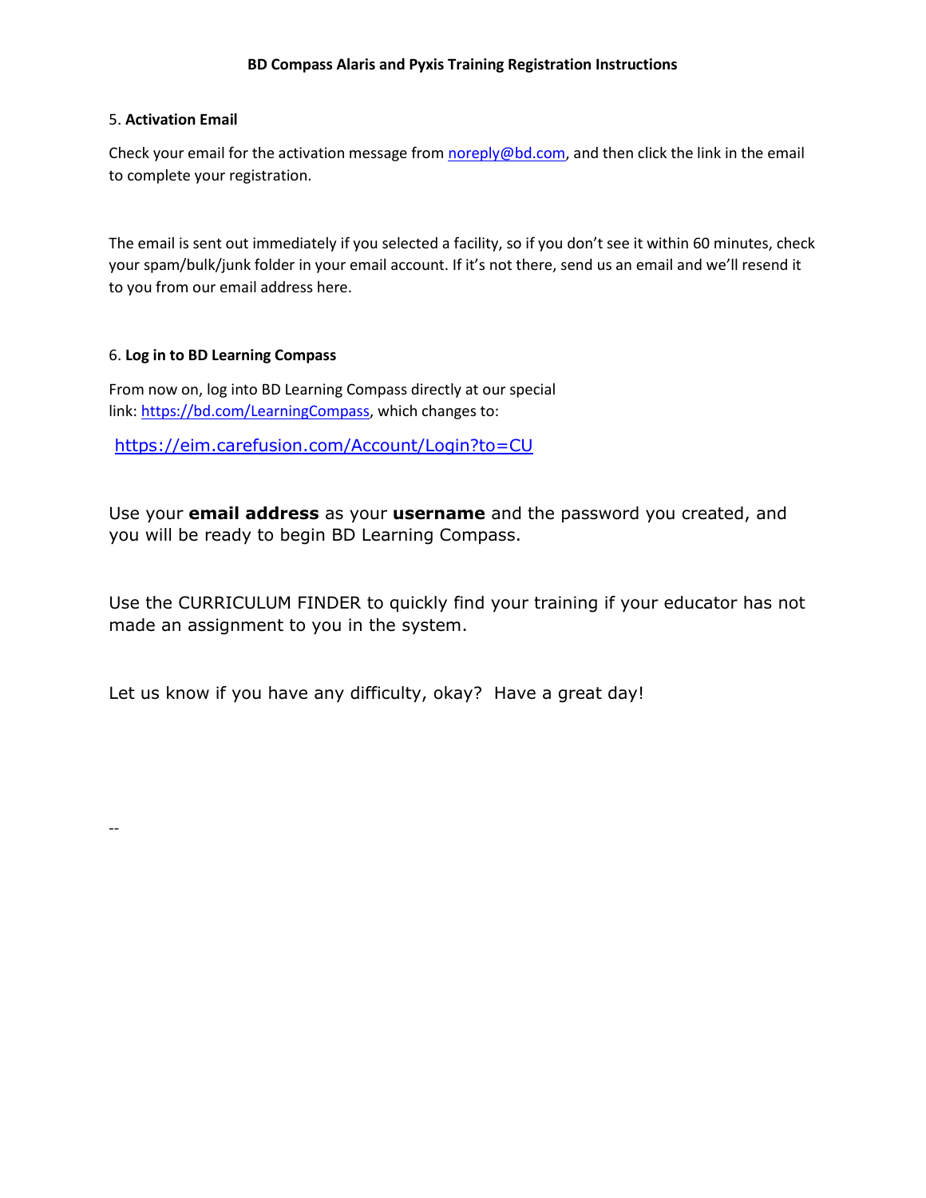**BD Compass Alaris and Pyxis Training Registration Instructions**

5. **Activation Email**

Check your email for the activation message from noreply@bd.com, and then click the link in the email to complete your registration.

The email is sent out immediately if you selected a facility, so if you don't see it within 60 minutes, check your spam/bulk/junk folder in your email account. If it's not there, send us an email and we'll resend it to you from our email address here.

6. **Log in to BD Learning Compass**

From now on, log into BD Learning Compass directly at our special link: https://bd.com/LearningCompass, which changes to:

https://eim.carefusion.com/Account/Login?to=CU

Use your **email address** as your **username** and the password you created, and you will be ready to begin BD Learning Compass.

Use the CURRICULUM FINDER to quickly find your training if your educator has not made an assignment to you in the system.

Let us know if you have any difficulty, okay? Have a great day!

--